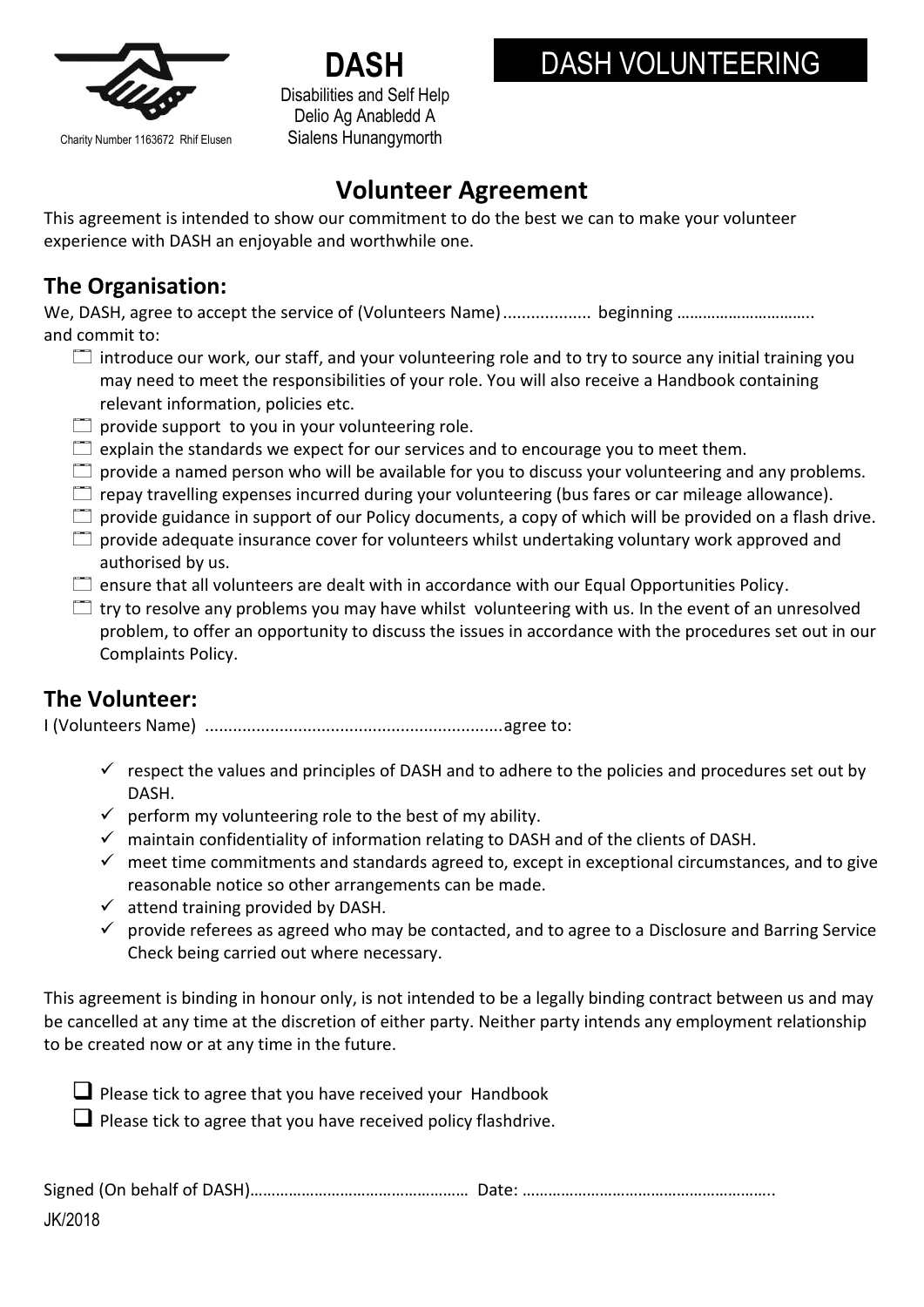Charity Number 1163672 Rhif Elusen

**DASH**

Disabilities and Self Help
Delio Ag Anabledd A
Sialens Hunangymorth

**DASH VOLUNTEERING**

# Volunteer Agreement

This agreement is intended to show our commitment to do the best we can to make your volunteer experience with DASH an enjoyable and worthwhile one.

## The Organisation:

We, DASH, agree to accept the service of (Volunteers Name)................... beginning ………………………….
and commit to:

- ☐ introduce our work, our staff, and your volunteering role and to try to source any initial training you may need to meet the responsibilities of your role. You will also receive a Handbook containing relevant information, policies etc.
- ☐ provide support to you in your volunteering role.
- ☐ explain the standards we expect for our services and to encourage you to meet them.
- ☐ provide a named person who will be available for you to discuss your volunteering and any problems.
- ☐ repay travelling expenses incurred during your volunteering (bus fares or car mileage allowance).
- ☐ provide guidance in support of our Policy documents, a copy of which will be provided on a flash drive.
- ☐ provide adequate insurance cover for volunteers whilst undertaking voluntary work approved and authorised by us.
- ☐ ensure that all volunteers are dealt with in accordance with our Equal Opportunities Policy.
- ☐ try to resolve any problems you may have whilst volunteering with us. In the event of an unresolved problem, to offer an opportunity to discuss the issues in accordance with the procedures set out in our Complaints Policy.

## The Volunteer:

I (Volunteers Name) ................................................................agree to:

- ✓ respect the values and principles of DASH and to adhere to the policies and procedures set out by DASH.
- ✓ perform my volunteering role to the best of my ability.
- ✓ maintain confidentiality of information relating to DASH and of the clients of DASH.
- ✓ meet time commitments and standards agreed to, except in exceptional circumstances, and to give reasonable notice so other arrangements can be made.
- ✓ attend training provided by DASH.
- ✓ provide referees as agreed who may be contacted, and to agree to a Disclosure and Barring Service Check being carried out where necessary.

This agreement is binding in honour only, is not intended to be a legally binding contract between us and may be cancelled at any time at the discretion of either party. Neither party intends any employment relationship to be created now or at any time in the future.

- ☐ Please tick to agree that you have received your Handbook
- ☐ Please tick to agree that you have received policy flashdrive.

Signed (On behalf of DASH)…………………………………………… Date: …………………………………………………..

JK/2018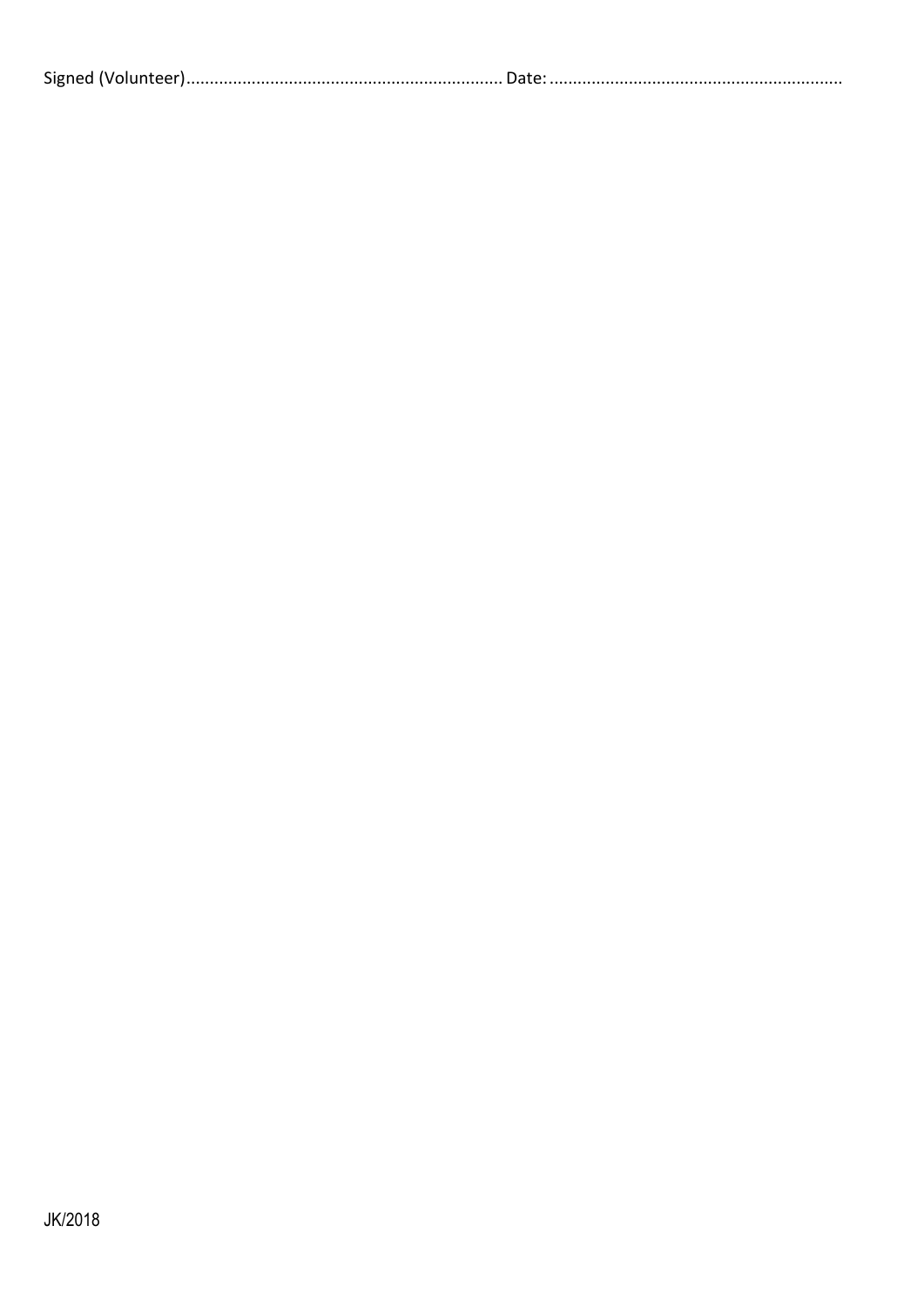Signed (Volunteer)...................................................................... Date: ..............................................................

JK/2018